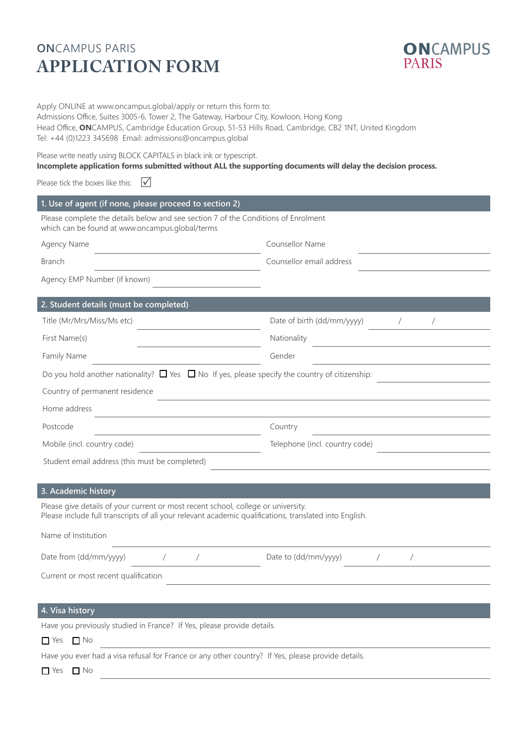# ONCAMPUS PARIS APPLICATION FORM

**ON**CAMPUS PARIS

Apply ONLINE at www.oncampus.global/apply or return this form to:
Admissions Office, Suites 3005-6, Tower 2, The Gateway, Harbour City, Kowloon, Hong Kong
Head Office, **ON**CAMPUS, Cambridge Education Group, 51-53 Hills Road, Cambridge, CB2 1NT, United Kingdom
Tel: +44 (0)1223 345698 Email: admissions@oncampus.global

Please write neatly using BLOCK CAPITALS in black ink or typescript.
**Incomplete application forms submitted without ALL the supporting documents will delay the decision process.**

Please tick the boxes like this: ☑

## 1. Use of agent (if none, please proceed to section 2)

Please complete the details below and see section 7 of the Conditions of Enrolment which can be found at www.oncampus.global/terms

Agency Name ______________________ Counsellor Name ______________________

Branch ______________________ Counsellor email address ______________________

Agency EMP Number (if known) ______________________

## 2. Student details (must be completed)

Title (Mr/Mrs/Miss/Ms etc) ______________________ Date of birth (dd/mm/yyyy) ____ / ____ / ____

First Name(s) ______________________ Nationality ______________________

Family Name ______________________ Gender ______________________

Do you hold another nationality? ☐ Yes ☐ No If yes, please specify the country of citizenship: ______________________

Country of permanent residence ______________________

Home address ______________________

Postcode ______________________ Country ______________________

Mobile (incl. country code) ______________________ Telephone (incl. country code) ______________________

Student email address (this must be completed) ______________________

## 3. Academic history

Please give details of your current or most recent school, college or university.
Please include full transcripts of all your relevant academic qualifications, translated into English.

Name of Institution ______________________

Date from (dd/mm/yyyy) ____ / ____ / ____ Date to (dd/mm/yyyy) ____ / ____ / ____

Current or most recent qualification ______________________

## 4. Visa history

Have you previously studied in France? If Yes, please provide details.

☐ Yes ☐ No ______________________

Have you ever had a visa refusal for France or any other country? If Yes, please provide details.

☐ Yes ☐ No ______________________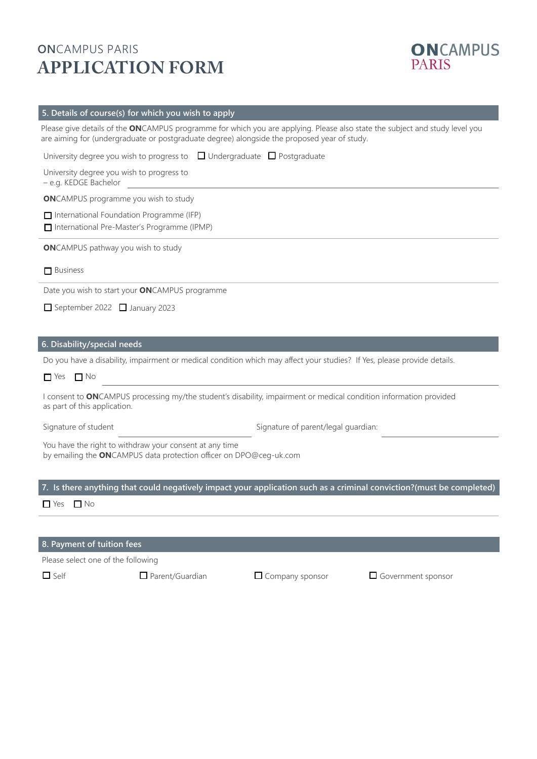# ONCAMPUS PARIS
# APPLICATION FORM

## 5. Details of course(s) for which you wish to apply

Please give details of the **ON**CAMPUS programme for which you are applying. Please also state the subject and study level you are aiming for (undergraduate or postgraduate degree) alongside the proposed year of study.

University degree you wish to progress to ☐ Undergraduate ☐ Postgraduate

University degree you wish to progress to
– e.g. KEDGE Bachelor ______________________________

**ON**CAMPUS programme you wish to study

☐ International Foundation Programme (IFP)
☐ International Pre-Master's Programme (IPMP)

**ON**CAMPUS pathway you wish to study

☐ Business

Date you wish to start your **ON**CAMPUS programme

☐ September 2022 ☐ January 2023

## 6. Disability/special needs

Do you have a disability, impairment or medical condition which may affect your studies? If Yes, please provide details.

☐ Yes ☐ No ______________________________

I consent to **ON**CAMPUS processing my/the student's disability, impairment or medical condition information provided as part of this application.

Signature of student ______________________ Signature of parent/legal guardian: ______________________

You have the right to withdraw your consent at any time
by emailing the **ON**CAMPUS data protection officer on DPO@ceg-uk.com

## 7. Is there anything that could negatively impact your application such as a criminal conviction?(must be completed)

☐ Yes ☐ No

## 8. Payment of tuition fees

Please select one of the following

☐ Self ☐ Parent/Guardian ☐ Company sponsor ☐ Government sponsor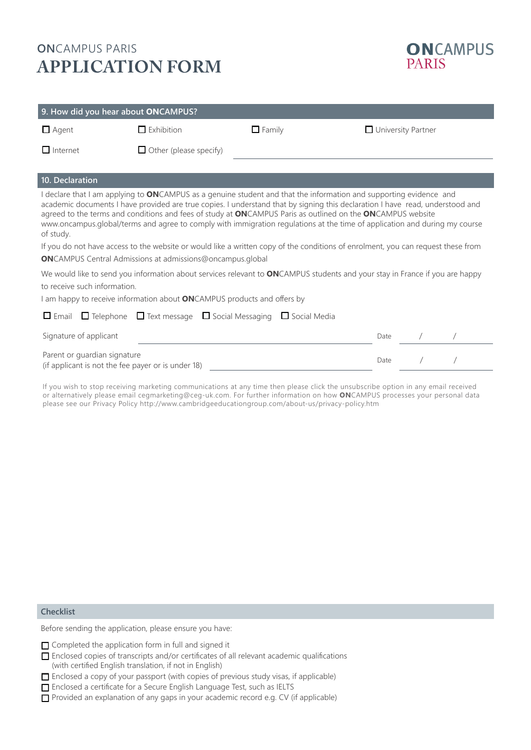# **ON**CAMPUS PARIS
# APPLICATION FORM

**ON**CAMPUS
PARIS

## 9. How did you hear about **ON**CAMPUS?

☐ Agent ☐ Exhibition ☐ Family ☐ University Partner

☐ Internet ☐ Other (please specify) ________________________________

## 10. Declaration

I declare that I am applying to **ON**CAMPUS as a genuine student and that the information and supporting evidence and academic documents I have provided are true copies. I understand that by signing this declaration I have read, understood and agreed to the terms and conditions and fees of study at **ON**CAMPUS Paris as outlined on the **ON**CAMPUS website www.oncampus.global/terms and agree to comply with immigration regulations at the time of application and during my course of study.

If you do not have access to the website or would like a written copy of the conditions of enrolment, you can request these from **ON**CAMPUS Central Admissions at admissions@oncampus.global

We would like to send you information about services relevant to **ON**CAMPUS students and your stay in France if you are happy to receive such information.

I am happy to receive information about **ON**CAMPUS products and offers by

☐ Email ☐ Telephone ☐ Text message ☐ Social Messaging ☐ Social Media

Signature of applicant ________________________________ Date / /

Parent or guardian signature
(if applicant is not the fee payer or is under 18) ________________________________ Date / /

If you wish to stop receiving marketing communications at any time then please click the unsubscribe option in any email received or alternatively please email cegmarketing@ceg-uk.com. For further information on how **ON**CAMPUS processes your personal data please see our Privacy Policy http://www.cambridgeeducationgroup.com/about-us/privacy-policy.htm

## Checklist

Before sending the application, please ensure you have:

- ☐ Completed the application form in full and signed it
- ☐ Enclosed copies of transcripts and/or certificates of all relevant academic qualifications (with certified English translation, if not in English)
- ☐ Enclosed a copy of your passport (with copies of previous study visas, if applicable)
- ☐ Enclosed a certificate for a Secure English Language Test, such as IELTS
- ☐ Provided an explanation of any gaps in your academic record e.g. CV (if applicable)